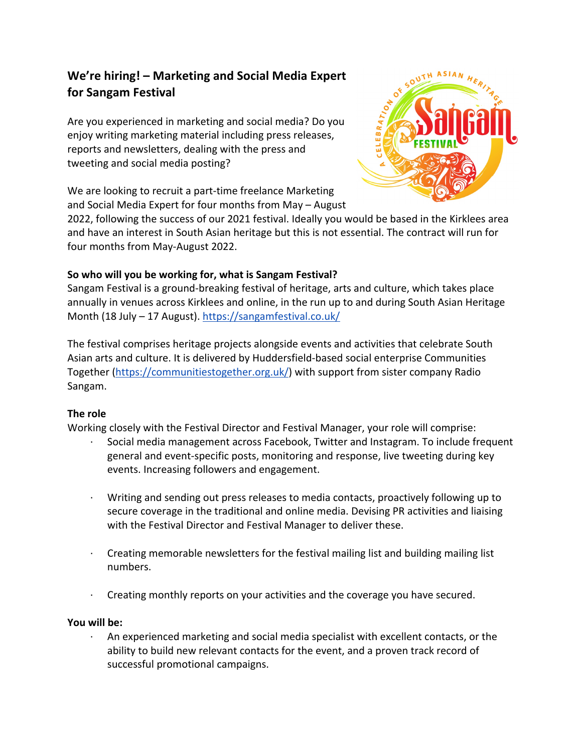# We're hiring! – Marketing and Social Media Expert for Sangam Festival

Are you experienced in marketing and social media? Do you enjoy writing marketing material including press releases, reports and newsletters, dealing with the press and tweeting and social media posting?

We are looking to recruit a part-time freelance Marketing and Social Media Expert for four months from May – August 2022, following the success of our 2021 festival. Ideally you would be based in the Kirklees area and have an interest in South Asian heritage but this is not essential. The contract will run for four months from May-August 2022.

### So who will you be working for, what is Sangam Festival?

Sangam Festival is a ground-breaking festival of heritage, arts and culture, which takes place annually in venues across Kirklees and online, in the run up to and during South Asian Heritage Month (18 July – 17 August). https://sangamfestival.co.uk/

The festival comprises heritage projects alongside events and activities that celebrate South Asian arts and culture. It is delivered by Huddersfield-based social enterprise Communities Together (https://communitiestogether.org.uk/) with support from sister company Radio Sangam.

### The role

Working closely with the Festival Director and Festival Manager, your role will comprise:

- Social media management across Facebook, Twitter and Instagram. To include frequent general and event-specific posts, monitoring and response, live tweeting during key events. Increasing followers and engagement.
- Writing and sending out press releases to media contacts, proactively following up to secure coverage in the traditional and online media. Devising PR activities and liaising with the Festival Director and Festival Manager to deliver these.
- Creating memorable newsletters for the festival mailing list and building mailing list numbers.
- Creating monthly reports on your activities and the coverage you have secured.

### You will be:

- An experienced marketing and social media specialist with excellent contacts, or the ability to build new relevant contacts for the event, and a proven track record of successful promotional campaigns.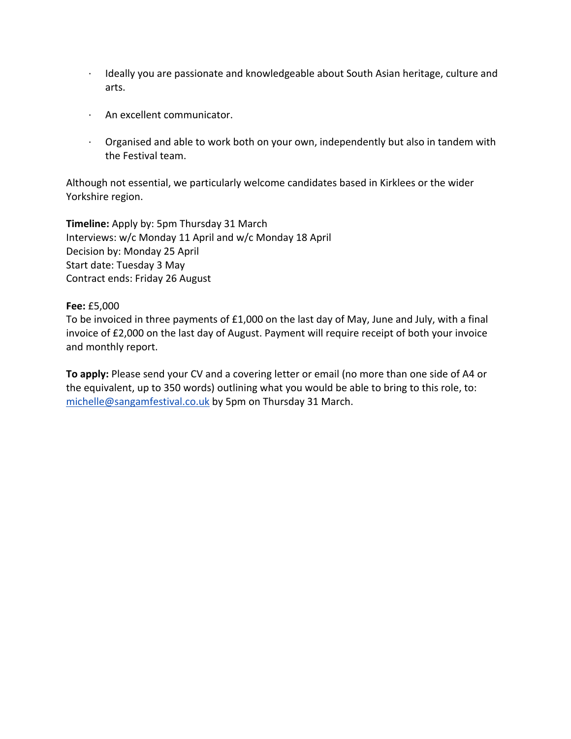- Ideally you are passionate and knowledgeable about South Asian heritage, culture and arts.
- An excellent communicator.
- Organised and able to work both on your own, independently but also in tandem with the Festival team.

Although not essential, we particularly welcome candidates based in Kirklees or the wider Yorkshire region.

**Timeline:** Apply by: 5pm Thursday 31 March
Interviews: w/c Monday 11 April and w/c Monday 18 April
Decision by: Monday 25 April
Start date: Tuesday 3 May
Contract ends: Friday 26 August

**Fee:** £5,000
To be invoiced in three payments of £1,000 on the last day of May, June and July, with a final invoice of £2,000 on the last day of August. Payment will require receipt of both your invoice and monthly report.

**To apply:** Please send your CV and a covering letter or email (no more than one side of A4 or the equivalent, up to 350 words) outlining what you would be able to bring to this role, to: michelle@sangamfestival.co.uk by 5pm on Thursday 31 March.